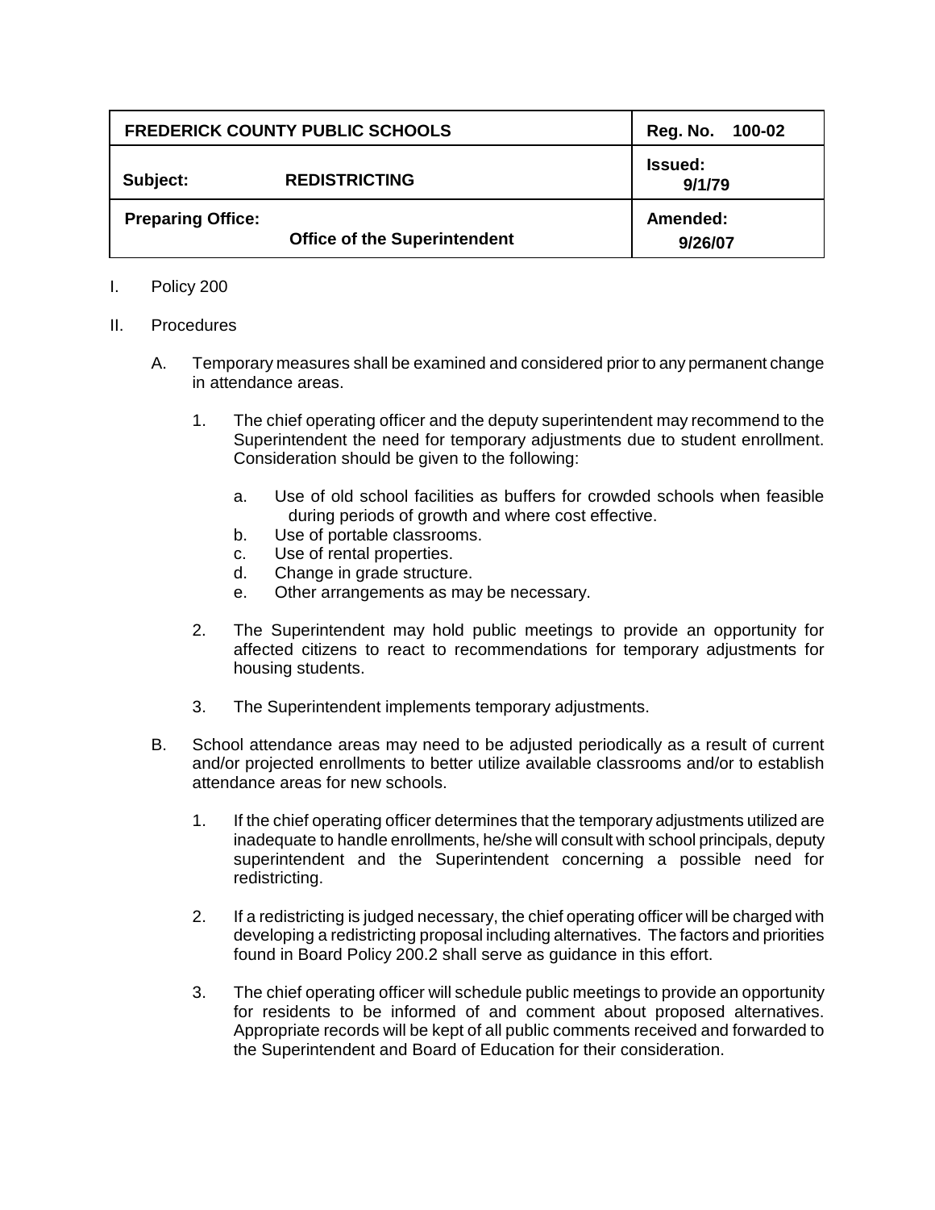| FREDERICK COUNTY PUBLIC SCHOOLS | | Reg. No. 100-02 |
|---|---|---|
| **Subject:** | **REDISTRICTING** | **Issued:** 9/1/79 |
| **Preparing Office:** | **Office of the Superintendent** | **Amended:** 9/26/07 |

I. Policy 200

II. Procedures

A. Temporary measures shall be examined and considered prior to any permanent change in attendance areas.

1. The chief operating officer and the deputy superintendent may recommend to the Superintendent the need for temporary adjustments due to student enrollment. Consideration should be given to the following:

   a. Use of old school facilities as buffers for crowded schools when feasible during periods of growth and where cost effective.
   b. Use of portable classrooms.
   c. Use of rental properties.
   d. Change in grade structure.
   e. Other arrangements as may be necessary.

2. The Superintendent may hold public meetings to provide an opportunity for affected citizens to react to recommendations for temporary adjustments for housing students.

3. The Superintendent implements temporary adjustments.

B. School attendance areas may need to be adjusted periodically as a result of current and/or projected enrollments to better utilize available classrooms and/or to establish attendance areas for new schools.

1. If the chief operating officer determines that the temporary adjustments utilized are inadequate to handle enrollments, he/she will consult with school principals, deputy superintendent and the Superintendent concerning a possible need for redistricting.

2. If a redistricting is judged necessary, the chief operating officer will be charged with developing a redistricting proposal including alternatives. The factors and priorities found in Board Policy 200.2 shall serve as guidance in this effort.

3. The chief operating officer will schedule public meetings to provide an opportunity for residents to be informed of and comment about proposed alternatives. Appropriate records will be kept of all public comments received and forwarded to the Superintendent and Board of Education for their consideration.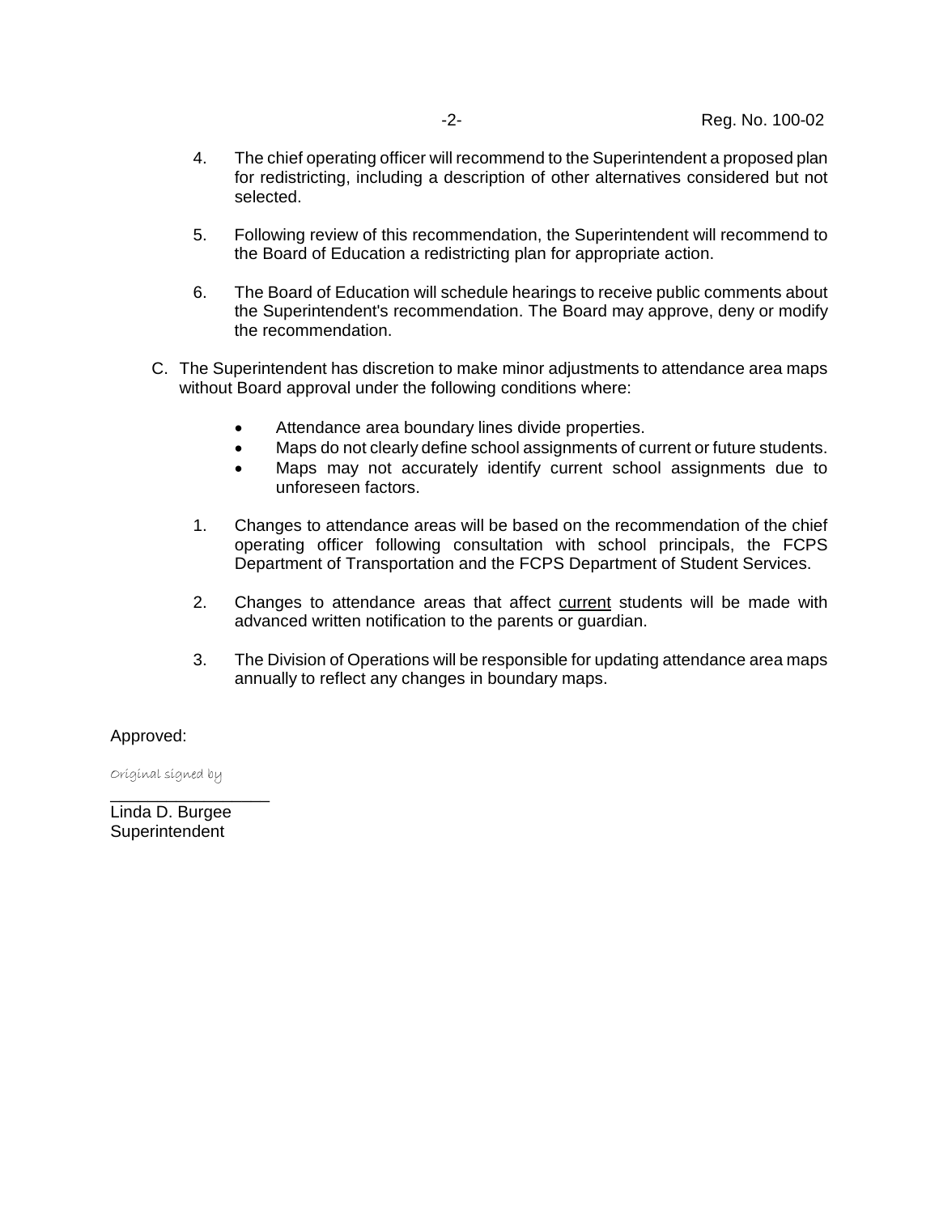4. The chief operating officer will recommend to the Superintendent a proposed plan for redistricting, including a description of other alternatives considered but not selected.

5. Following review of this recommendation, the Superintendent will recommend to the Board of Education a redistricting plan for appropriate action.

6. The Board of Education will schedule hearings to receive public comments about the Superintendent's recommendation. The Board may approve, deny or modify the recommendation.

C. The Superintendent has discretion to make minor adjustments to attendance area maps without Board approval under the following conditions where:

- Attendance area boundary lines divide properties.
- Maps do not clearly define school assignments of current or future students.
- Maps may not accurately identify current school assignments due to unforeseen factors.

1. Changes to attendance areas will be based on the recommendation of the chief operating officer following consultation with school principals, the FCPS Department of Transportation and the FCPS Department of Student Services.

2. Changes to attendance areas that affect <u>current</u> students will be made with advanced written notification to the parents or guardian.

3. The Division of Operations will be responsible for updating attendance area maps annually to reflect any changes in boundary maps.

Approved:

Original signed by

\_\_\_\_\_\_\_\_\_\_\_\_\_\_\_\_\_\_
Linda D. Burgee
Superintendent